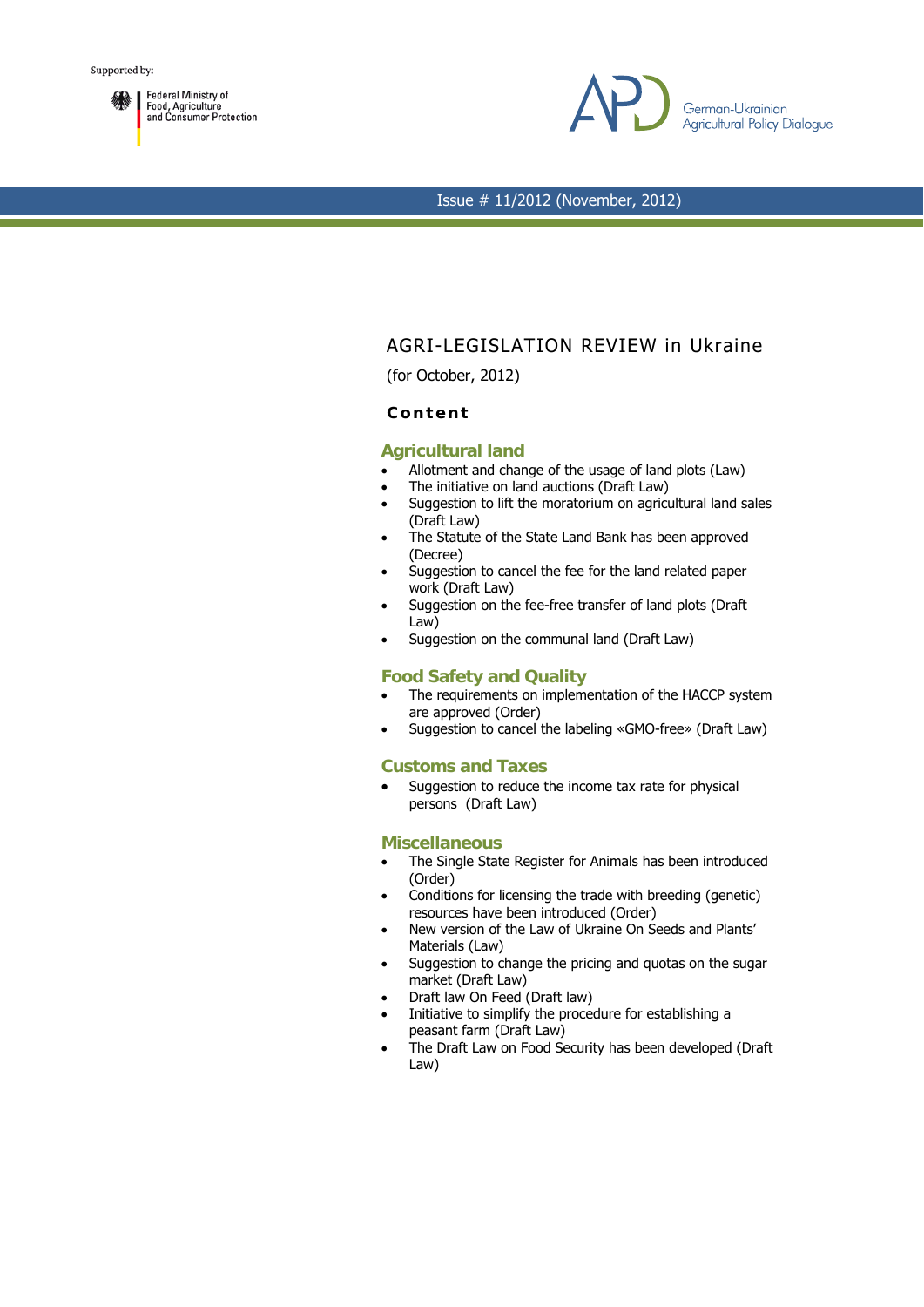Supported by:

Federal Ministry of Food, Agriculture and Consumer Protection

German-Ukrainian Agricultural Policy Dialogue

Issue # 11/2012 (November, 2012)

# AGRI-LEGISLATION REVIEW in Ukraine

(for October, 2012)

**Content**

## Agricultural land

- Allotment and change of the usage of land plots (Law)
- The initiative on land auctions (Draft Law)
- Suggestion to lift the moratorium on agricultural land sales (Draft Law)
- The Statute of the State Land Bank has been approved (Decree)
- Suggestion to cancel the fee for the land related paper work (Draft Law)
- Suggestion on the fee-free transfer of land plots (Draft Law)
- Suggestion on the communal land (Draft Law)

## Food Safety and Quality

- The requirements on implementation of the HACCP system are approved (Order)
- Suggestion to cancel the labeling «GMO-free» (Draft Law)

## Customs and Taxes

- Suggestion to reduce the income tax rate for physical persons (Draft Law)

## Miscellaneous

- The Single State Register for Animals has been introduced (Order)
- Conditions for licensing the trade with breeding (genetic) resources have been introduced (Order)
- New version of the Law of Ukraine On Seeds and Plants' Materials (Law)
- Suggestion to change the pricing and quotas on the sugar market (Draft Law)
- Draft law On Feed (Draft law)
- Initiative to simplify the procedure for establishing a peasant farm (Draft Law)
- The Draft Law on Food Security has been developed (Draft Law)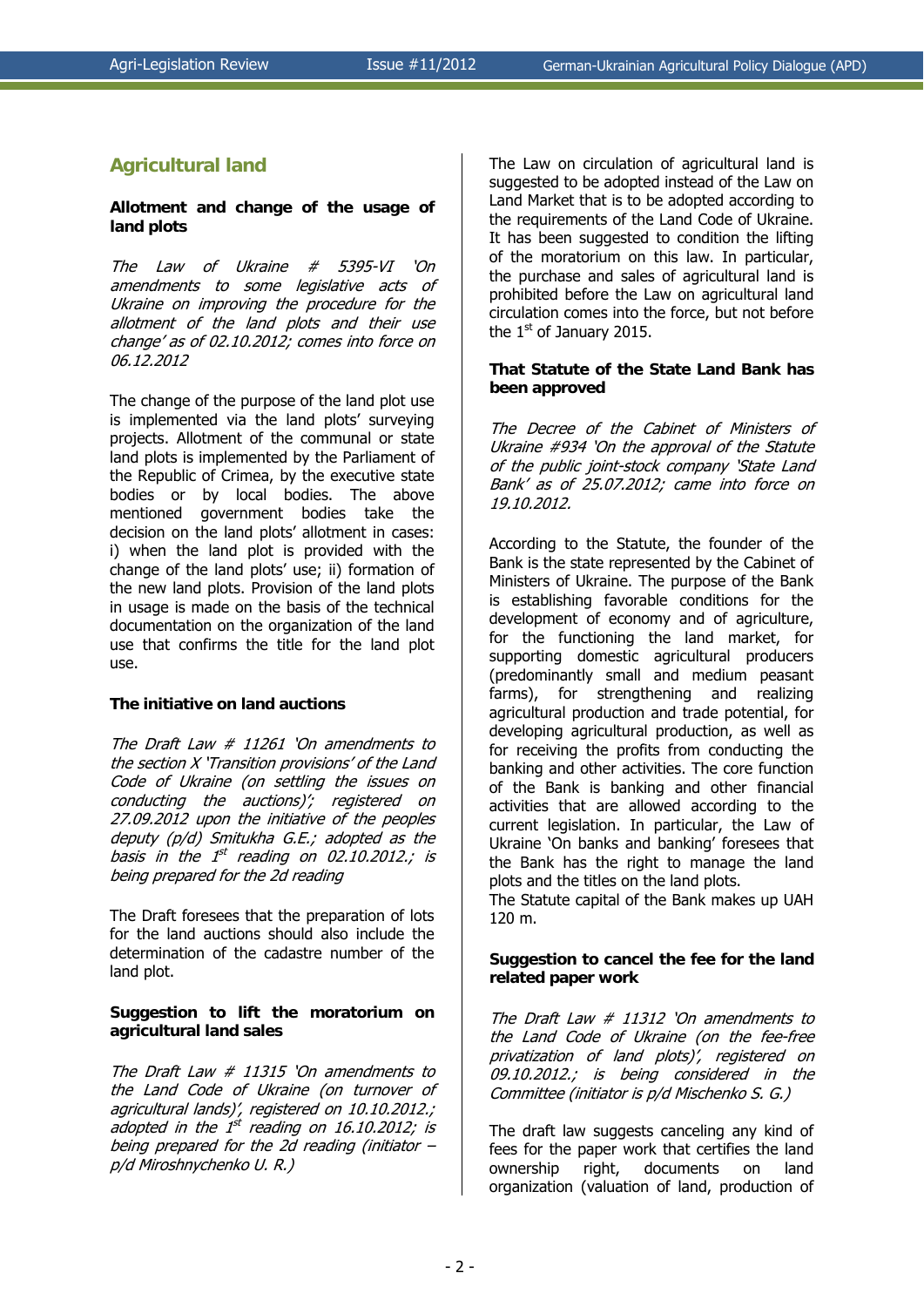## Agricultural land

### Allotment and change of the usage of land plots

*The Law of Ukraine # 5395-VI 'On amendments to some legislative acts of Ukraine on improving the procedure for the allotment of the land plots and their use change' as of 02.10.2012; comes into force on 06.12.2012*

The change of the purpose of the land plot use is implemented via the land plots' surveying projects. Allotment of the communal or state land plots is implemented by the Parliament of the Republic of Crimea, by the executive state bodies or by local bodies. The above mentioned government bodies take the decision on the land plots' allotment in cases: i) when the land plot is provided with the change of the land plots' use; ii) formation of the new land plots. Provision of the land plots in usage is made on the basis of the technical documentation on the organization of the land use that confirms the title for the land plot use.

### The initiative on land auctions

*The Draft Law # 11261 'On amendments to the section X 'Transition provisions' of the Land Code of Ukraine (on settling the issues on conducting the auctions)'; registered on 27.09.2012 upon the initiative of the peoples deputy (p/d) Smitukha G.E.; adopted as the basis in the 1st reading on 02.10.2012.; is being prepared for the 2d reading*

The Draft foresees that the preparation of lots for the land auctions should also include the determination of the cadastre number of the land plot.

### Suggestion to lift the moratorium on agricultural land sales

*The Draft Law # 11315 'On amendments to the Land Code of Ukraine (on turnover of agricultural lands)', registered on 10.10.2012.; adopted in the 1st reading on 16.10.2012; is being prepared for the 2d reading (initiator – p/d Miroshnychenko U. R.)*

The Law on circulation of agricultural land is suggested to be adopted instead of the Law on Land Market that is to be adopted according to the requirements of the Land Code of Ukraine. It has been suggested to condition the lifting of the moratorium on this law. In particular, the purchase and sales of agricultural land is prohibited before the Law on agricultural land circulation comes into the force, but not before the 1st of January 2015.

### That Statute of the State Land Bank has been approved

*The Decree of the Cabinet of Ministers of Ukraine #934 'On the approval of the Statute of the public joint-stock company 'State Land Bank' as of 25.07.2012; came into force on 19.10.2012.*

According to the Statute, the founder of the Bank is the state represented by the Cabinet of Ministers of Ukraine. The purpose of the Bank is establishing favorable conditions for the development of economy and of agriculture, for the functioning the land market, for supporting domestic agricultural producers (predominantly small and medium peasant farms), for strengthening and realizing agricultural production and trade potential, for developing agricultural production, as well as for receiving the profits from conducting the banking and other activities. The core function of the Bank is banking and other financial activities that are allowed according to the current legislation. In particular, the Law of Ukraine 'On banks and banking' foresees that the Bank has the right to manage the land plots and the titles on the land plots.
The Statute capital of the Bank makes up UAH 120 m.

### Suggestion to cancel the fee for the land related paper work

*The Draft Law # 11312 'On amendments to the Land Code of Ukraine (on the fee-free privatization of land plots)', registered on 09.10.2012.; is being considered in the Committee (initiator is p/d Mischenko S. G.)*

The draft law suggests canceling any kind of fees for the paper work that certifies the land ownership right, documents on land organization (valuation of land, production of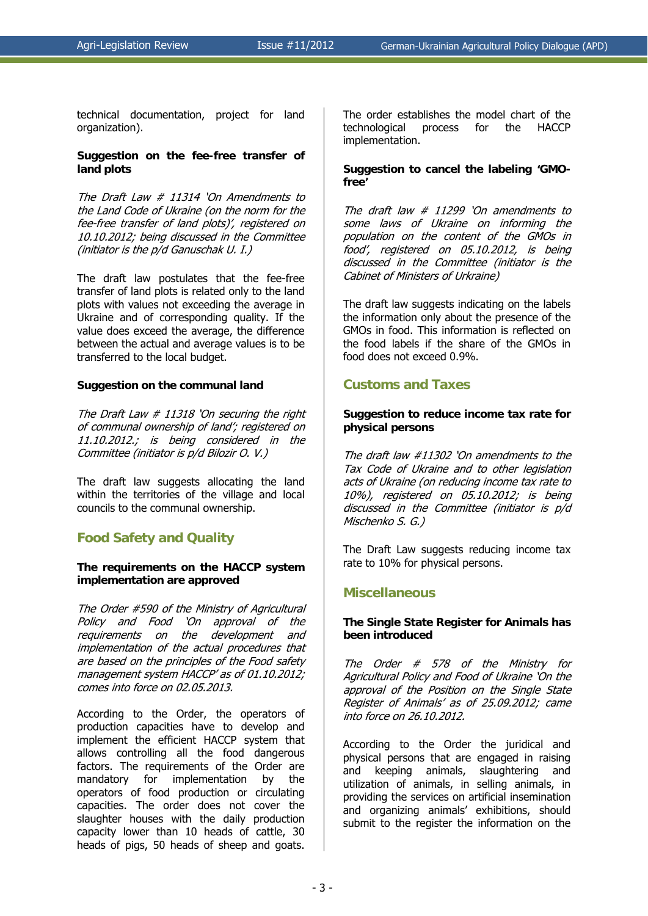technical documentation, project for land organization).

**Suggestion on the fee-free transfer of land plots**

*The Draft Law # 11314 'On Amendments to the Land Code of Ukraine (on the norm for the fee-free transfer of land plots)', registered on 10.10.2012; being discussed in the Committee (initiator is the p/d Ganuschak U. I.)*

The draft law postulates that the fee-free transfer of land plots is related only to the land plots with values not exceeding the average in Ukraine and of corresponding quality. If the value does exceed the average, the difference between the actual and average values is to be transferred to the local budget.

**Suggestion on the communal land**

*The Draft Law # 11318 'On securing the right of communal ownership of land'; registered on 11.10.2012.; is being considered in the Committee (initiator is p/d Bilozir O. V.)*

The draft law suggests allocating the land within the territories of the village and local councils to the communal ownership.

## Food Safety and Quality

**The requirements on the HACCP system implementation are approved**

*The Order #590 of the Ministry of Agricultural Policy and Food 'On approval of the requirements on the development and implementation of the actual procedures that are based on the principles of the Food safety management system HACCP' as of 01.10.2012; comes into force on 02.05.2013.*

According to the Order, the operators of production capacities have to develop and implement the efficient HACCP system that allows controlling all the food dangerous factors. The requirements of the Order are mandatory for implementation by the operators of food production or circulating capacities. The order does not cover the slaughter houses with the daily production capacity lower than 10 heads of cattle, 30 heads of pigs, 50 heads of sheep and goats. The order establishes the model chart of the technological process for the HACCP implementation.

**Suggestion to cancel the labeling 'GMO-free'**

*The draft law # 11299 'On amendments to some laws of Ukraine on informing the population on the content of the GMOs in food', registered on 05.10.2012, is being discussed in the Committee (initiator is the Cabinet of Ministers of Urkraine)*

The draft law suggests indicating on the labels the information only about the presence of the GMOs in food. This information is reflected on the food labels if the share of the GMOs in food does not exceed 0.9%.

## Customs and Taxes

**Suggestion to reduce income tax rate for physical persons**

*The draft law #11302 'On amendments to the Tax Code of Ukraine and to other legislation acts of Ukraine (on reducing income tax rate to 10%), registered on 05.10.2012; is being discussed in the Committee (initiator is p/d Mischenko S. G.)*

The Draft Law suggests reducing income tax rate to 10% for physical persons.

## Miscellaneous

**The Single State Register for Animals has been introduced**

*The Order # 578 of the Ministry for Agricultural Policy and Food of Ukraine 'On the approval of the Position on the Single State Register of Animals' as of 25.09.2012; came into force on 26.10.2012.*

According to the Order the juridical and physical persons that are engaged in raising and keeping animals, slaughtering and utilization of animals, in selling animals, in providing the services on artificial insemination and organizing animals' exhibitions, should submit to the register the information on the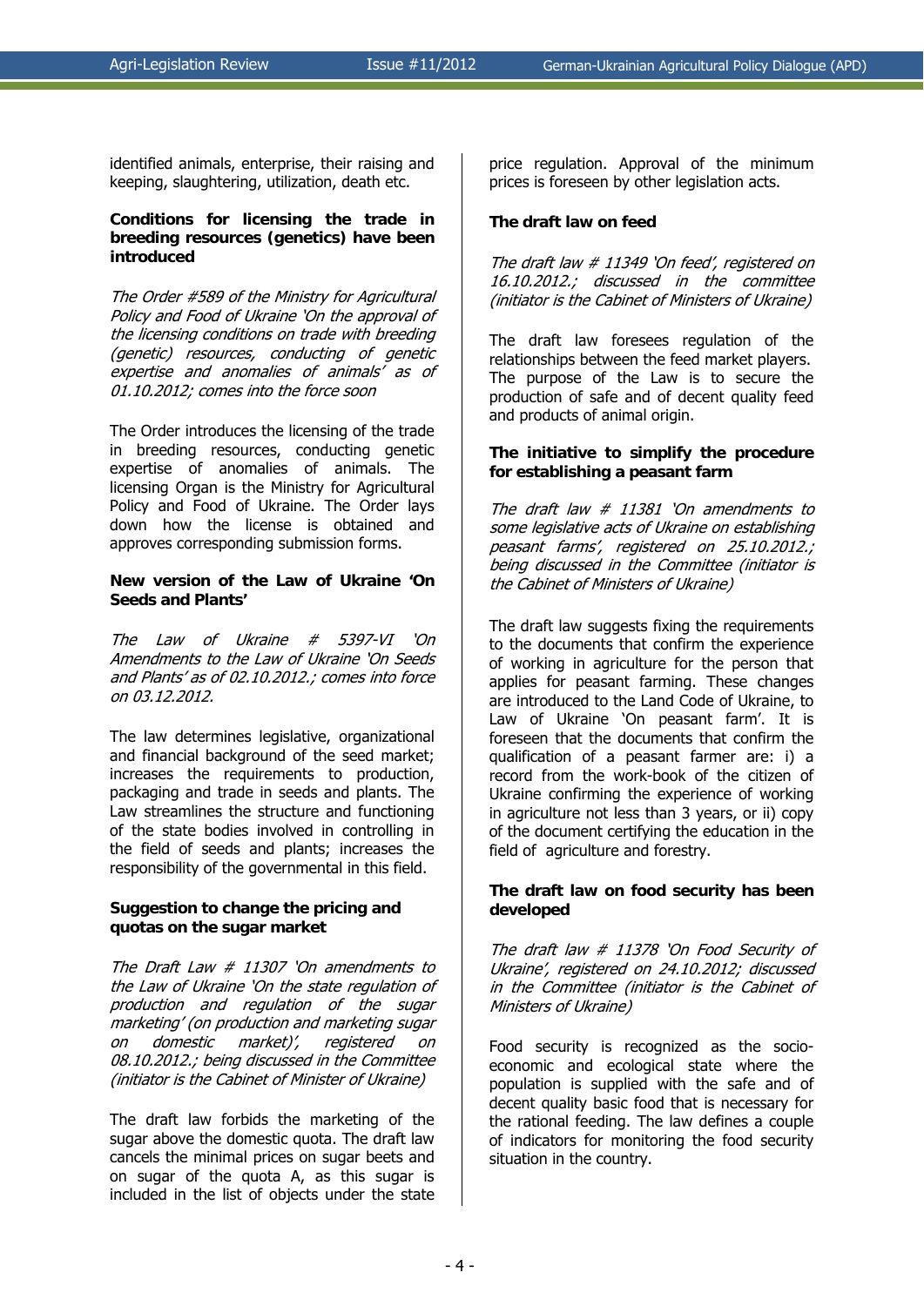identified animals, enterprise, their raising and keeping, slaughtering, utilization, death etc.

**Conditions for licensing the trade in breeding resources (genetics) have been introduced**

*The Order #589 of the Ministry for Agricultural Policy and Food of Ukraine 'On the approval of the licensing conditions on trade with breeding (genetic) resources, conducting of genetic expertise and anomalies of animals' as of 01.10.2012; comes into the force soon*

The Order introduces the licensing of the trade in breeding resources, conducting genetic expertise of anomalies of animals. The licensing Organ is the Ministry for Agricultural Policy and Food of Ukraine. The Order lays down how the license is obtained and approves corresponding submission forms.

**New version of the Law of Ukraine 'On Seeds and Plants'**

*The Law of Ukraine # 5397-VI 'On Amendments to the Law of Ukraine 'On Seeds and Plants' as of 02.10.2012.; comes into force on 03.12.2012.*

The law determines legislative, organizational and financial background of the seed market; increases the requirements to production, packaging and trade in seeds and plants. The Law streamlines the structure and functioning of the state bodies involved in controlling in the field of seeds and plants; increases the responsibility of the governmental in this field.

**Suggestion to change the pricing and quotas on the sugar market**

*The Draft Law # 11307 'On amendments to the Law of Ukraine 'On the state regulation of production and regulation of the sugar marketing' (on production and marketing sugar on domestic market)', registered on 08.10.2012.; being discussed in the Committee (initiator is the Cabinet of Minister of Ukraine)*

The draft law forbids the marketing of the sugar above the domestic quota. The draft law cancels the minimal prices on sugar beets and on sugar of the quota A, as this sugar is included in the list of objects under the state price regulation. Approval of the minimum prices is foreseen by other legislation acts.

**The draft law on feed**

*The draft law # 11349 'On feed', registered on 16.10.2012.; discussed in the committee (initiator is the Cabinet of Ministers of Ukraine)*

The draft law foresees regulation of the relationships between the feed market players. The purpose of the Law is to secure the production of safe and of decent quality feed and products of animal origin.

**The initiative to simplify the procedure for establishing a peasant farm**

*The draft law # 11381 'On amendments to some legislative acts of Ukraine on establishing peasant farms', registered on 25.10.2012.; being discussed in the Committee (initiator is the Cabinet of Ministers of Ukraine)*

The draft law suggests fixing the requirements to the documents that confirm the experience of working in agriculture for the person that applies for peasant farming. These changes are introduced to the Land Code of Ukraine, to Law of Ukraine 'On peasant farm'. It is foreseen that the documents that confirm the qualification of a peasant farmer are: i) a record from the work-book of the citizen of Ukraine confirming the experience of working in agriculture not less than 3 years, or ii) copy of the document certifying the education in the field of agriculture and forestry.

**The draft law on food security has been developed**

*The draft law # 11378 'On Food Security of Ukraine', registered on 24.10.2012; discussed in the Committee (initiator is the Cabinet of Ministers of Ukraine)*

Food security is recognized as the socio-economic and ecological state where the population is supplied with the safe and of decent quality basic food that is necessary for the rational feeding. The law defines a couple of indicators for monitoring the food security situation in the country.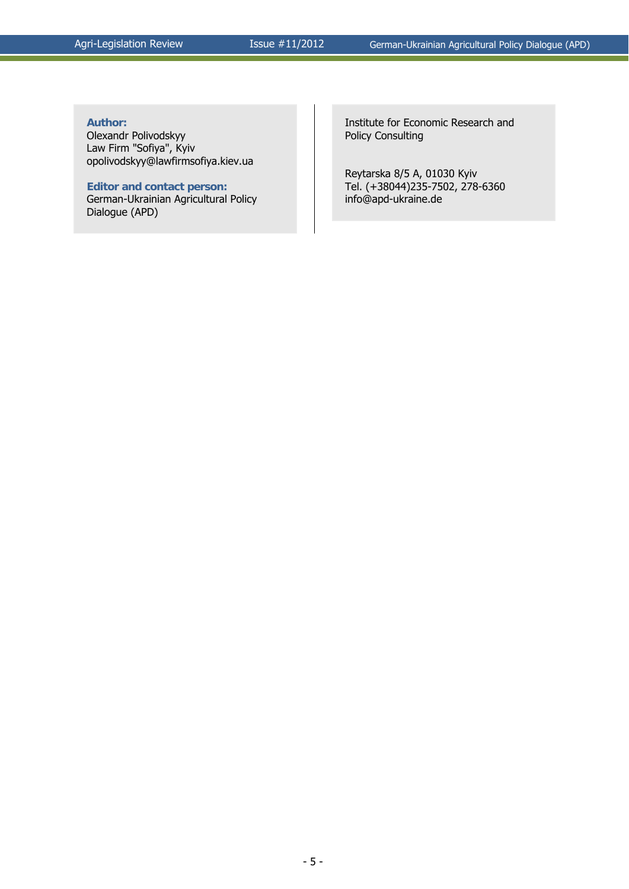**Author:**
Olexandr Polivodskyy
Law Firm "Sofiya", Kyiv
opolivodskyy@lawfirmsofiya.kiev.ua

**Editor and contact person:**
German-Ukrainian Agricultural Policy Dialogue (APD)

Institute for Economic Research and Policy Consulting

Reytarska 8/5 A, 01030 Kyiv
Tel. (+38044)235-7502, 278-6360
info@apd-ukraine.de